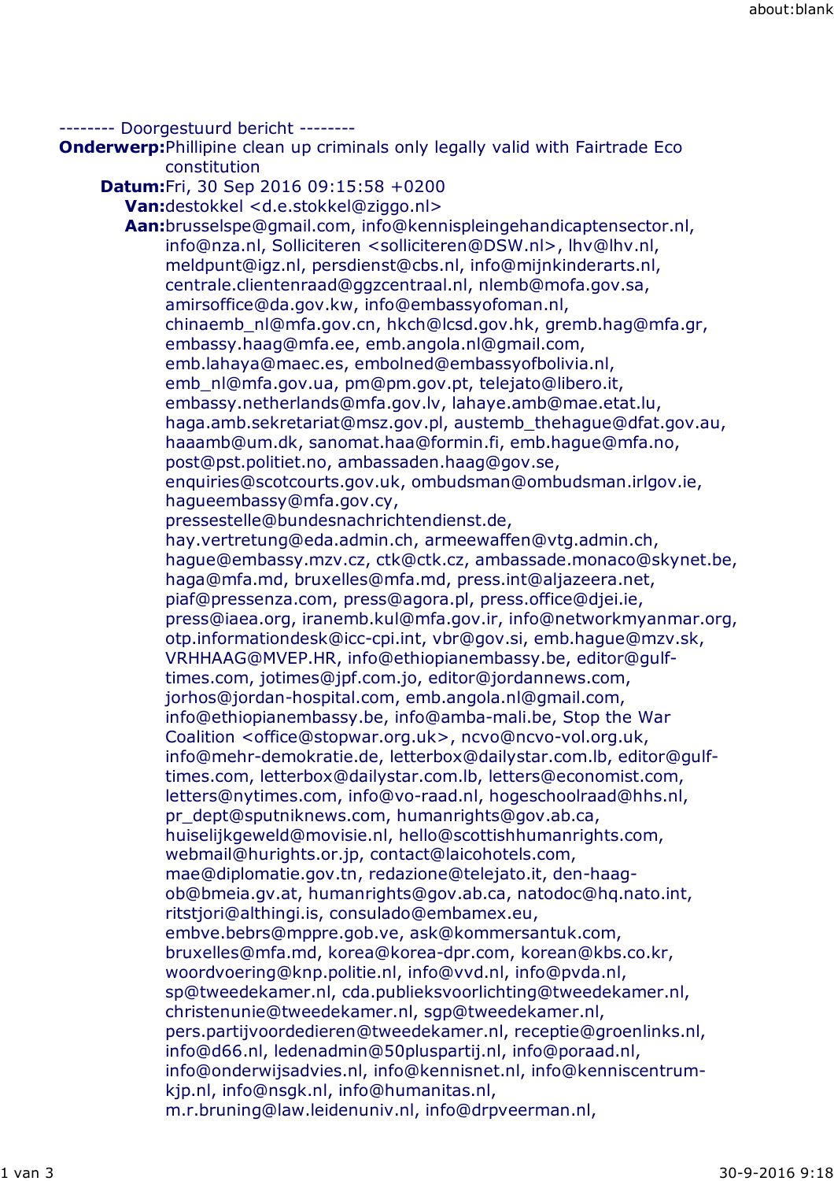-------- Doorgestuurd bericht --------

**Onderwerp:** Phillipine clean up criminals only legally valid with Fairtrade Eco constitution

**Datum:** Fri, 30 Sep 2016 09:15:58 +0200

**Van:** destokkel <d.e.stokkel@ziggo.nl>

**Aan:** brusselspe@gmail.com, info@kennispleingehandicaptensector.nl, info@nza.nl, Solliciteren <solliciteren@DSW.nl>, lhv@lhv.nl, meldpunt@igz.nl, persdienst@cbs.nl, info@mijnkinderarts.nl, centrale.clientenraad@ggzcentraal.nl, nlemb@mofa.gov.sa, amirsoffice@da.gov.kw, info@embassyofoman.nl, chinaemb_nl@mfa.gov.cn, hkch@lcsd.gov.hk, gremb.hag@mfa.gr, embassy.haag@mfa.ee, emb.angola.nl@gmail.com, emb.lahaya@maec.es, embolned@embassyofbolivia.nl, emb_nl@mfa.gov.ua, pm@pm.gov.pt, telejato@libero.it, embassy.netherlands@mfa.gov.lv, lahaye.amb@mae.etat.lu, haga.amb.sekretariat@msz.gov.pl, austemb_thehague@dfat.gov.au, haaamb@um.dk, sanomat.haa@formin.fi, emb.hague@mfa.no, post@pst.politiet.no, ambassaden.haag@gov.se, enquiries@scotcourts.gov.uk, ombudsman@ombudsman.irlgov.ie, hagueembassy@mfa.gov.cy, pressestelle@bundesnachrichtendienst.de, hay.vretretung@eda.admin.ch, armeewaffen@vtg.admin.ch, hague@embassy.mzv.cz, ctk@ctk.cz, ambassade.monaco@skynet.be, haga@mfa.md, bruxelles@mfa.md, press.int@aljazeera.net, piaf@pressenza.com, press@agora.pl, press.office@djei.ie, press@iaea.org, iranemb.kul@mfa.gov.ir, info@networkmyanmar.org, otp.informationdesk@icc-cpi.int, vbr@gov.si, emb.hague@mzv.sk, VRHHAAG@MVEP.HR, info@ethiopianembassy.be, editor@gulf-times.com, jotimes@jpf.com.jo, editor@jordannews.com, jorhos@jordan-hospital.com, emb.angola.nl@gmail.com, info@ethiopianembassy.be, info@amba-mali.be, Stop the War Coalition <office@stopwar.org.uk>, ncvo@ncvo-vol.org.uk, info@mehr-demokratie.de, letterbox@dailystar.com.lb, editor@gulf-times.com, letterbox@dailystar.com.lb, letters@economist.com, letters@nytimes.com, info@vo-raad.nl, hogeschoolraad@hhs.nl, pr_dept@sputniknews.com, humanrights@gov.ab.ca, huiselijkgeweld@movisie.nl, hello@scottishhumanrights.com, webmail@hurights.or.jp, contact@laicohotels.com, mae@diplomatie.gov.tn, redazione@telejato.it, den-haag-ob@bmeia.gv.at, humanrights@gov.ab.ca, natodoc@hq.nato.int, ritstjori@althingi.is, consulado@embamex.eu, embve.bebrs@mppre.gob.ve, ask@kommersantuk.com, bruxelles@mfa.md, korea@korea-dpr.com, korean@kbs.co.kr, woordvoering@knp.politie.nl, info@vvd.nl, info@pvda.nl, sp@tweedekamer.nl, cda.publieksvoorlichting@tweedekamer.nl, christenunie@tweedekamer.nl, sgp@tweedekamer.nl, pers.partijvoordedieren@tweedekamer.nl, receptie@groenlinks.nl, info@d66.nl, ledenadmin@50pluspartij.nl, info@poraad.nl, info@onderwijsadvies.nl, info@kennisnet.nl, info@kenniscentrum-kjp.nl, info@nsgk.nl, info@humanitas.nl, m.r.bruning@law.leidenuniv.nl, info@drpveerman.nl,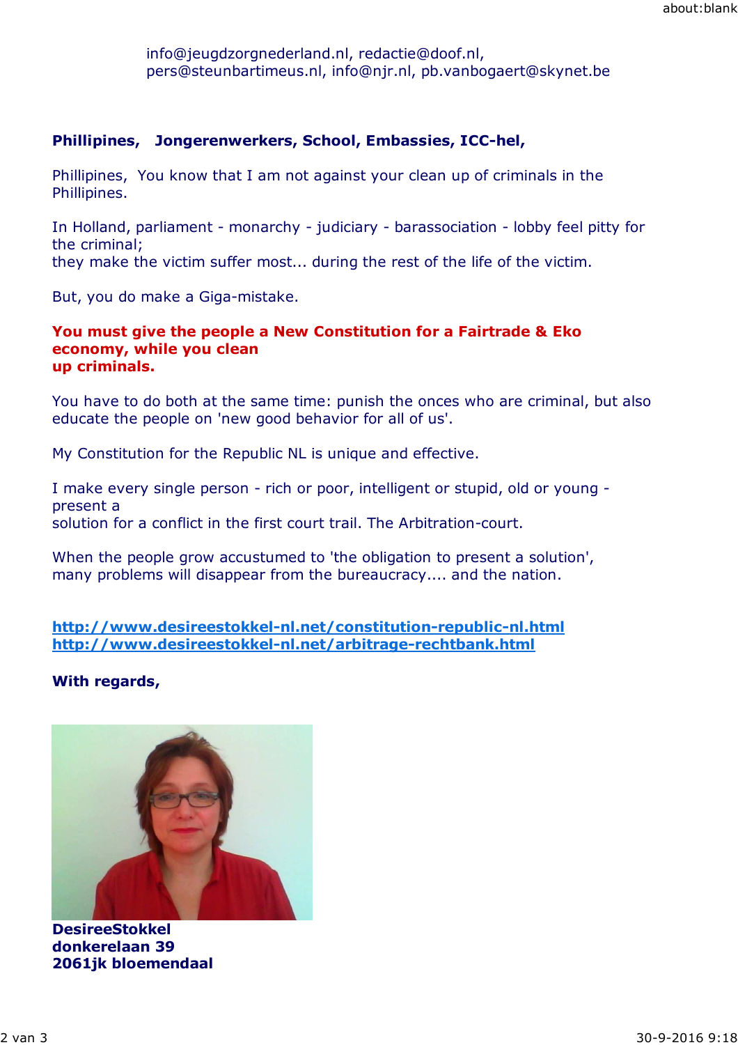info@jeugdzorgnederland.nl, redactie@doof.nl, pers@steunbartimeus.nl, info@njr.nl, pb.vanbogaert@skynet.be

**Phillipines, Jongerenwerkers, School, Embassies, ICC-hel,**

Phillipines, You know that I am not against your clean up of criminals in the Phillipines.

In Holland, parliament - monarchy - judiciary - barassociation - lobby feel pitty for the criminal;
they make the victim suffer most... during the rest of the life of the victim.

But, you do make a Giga-mistake.

**You must give the people a New Constitution for a Fairtrade & Eko economy, while you clean up criminals.**

You have to do both at the same time: punish the onces who are criminal, but also educate the people on 'new good behavior for all of us'.

My Constitution for the Republic NL is unique and effective.

I make every single person - rich or poor, intelligent or stupid, old or young - present a solution for a conflict in the first court trail. The Arbitration-court.

When the people grow accustumed to 'the obligation to present a solution', many problems will disappear from the bureaucracy.... and the nation.

**http://www.desireestokkel-nl.net/constitution-republic-nl.html**
**http://www.desireestokkel-nl.net/arbitrage-rechtbank.html**

**With regards,**

**DesireeStokkel**
**donkerelaan 39**
**2061jk bloemendaal**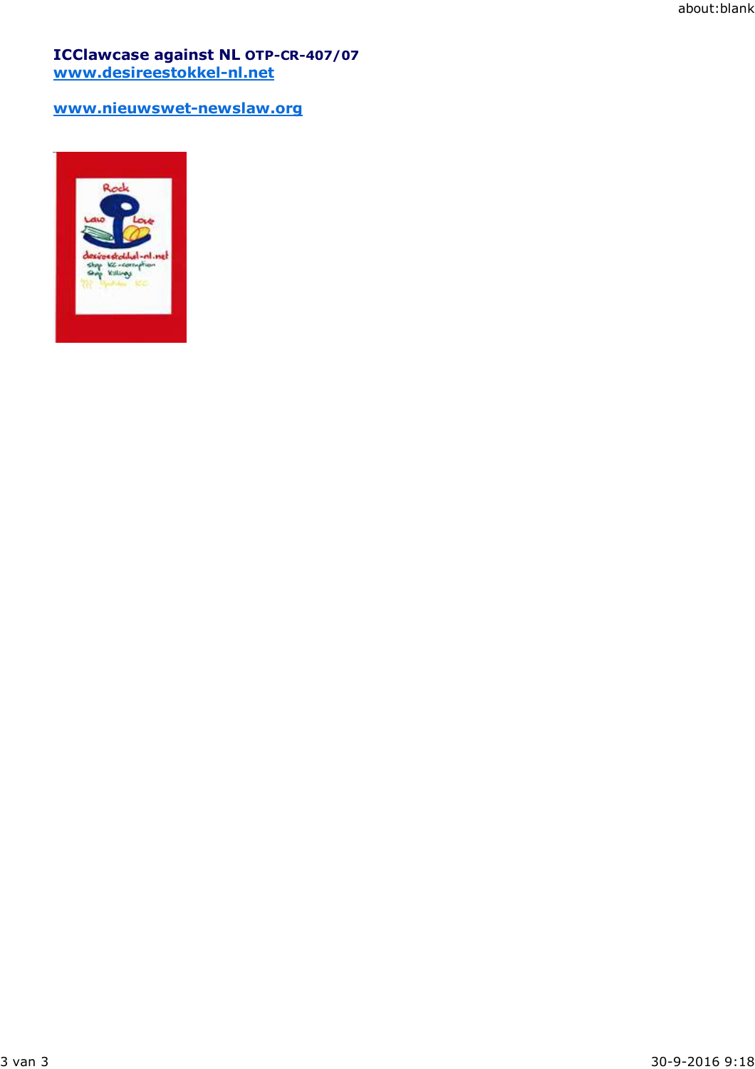**ICClawcase against NL OTP-CR-407/07**
[www.desireestokkel-nl.net](http://www.desireestokkel-nl.net)

[www.nieuwswet-newslaw.org](http://www.nieuwswet-newslaw.org)